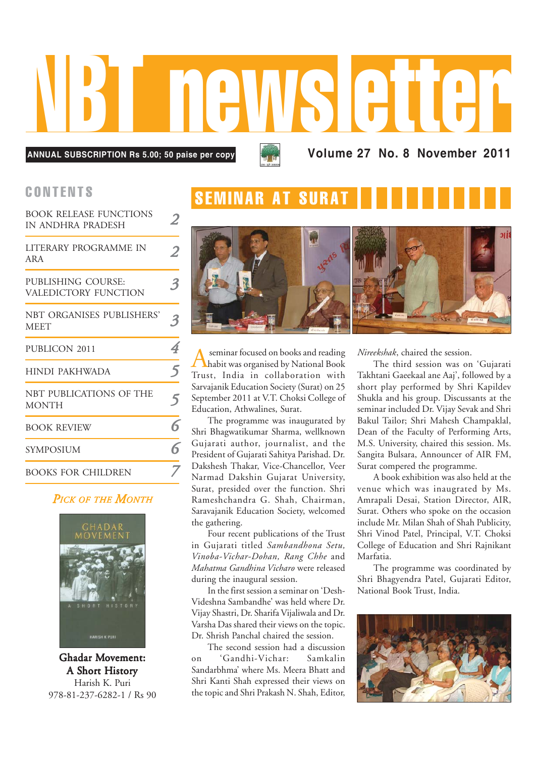# NBT newsletter

ANNUAL SUBSCRIPTION Rs 5.00; 50 paise per copy

Volume 27 No. 8 November 2011

## CONTENTS

| | |
|---|---|
| BOOK RELEASE FUNCTIONS IN ANDHRA PRADESH | 2 |
| LITERARY PROGRAMME IN ARA | 2 |
| PUBLISHING COURSE: VALEDICTORY FUNCTION | 3 |
| NBT ORGANISES PUBLISHERS' MEET | 3 |
| PUBLICON 2011 | 4 |
| HINDI PAKHWADA | 5 |
| NBT PUBLICATIONS OF THE MONTH | 5 |
| BOOK REVIEW | 6 |
| SYMPOSIUM | 6 |
| BOOKS FOR CHILDREN | 7 |

### *Pick of the Month*

**Ghadar Movement: A Short History**
Harish K. Puri
978-81-237-6282-1 / Rs 90

## SEMINAR AT SURAT

A seminar focused on books and reading habit was organised by National Book Trust, India in collaboration with Sarvajanik Education Society (Surat) on 25 September 2011 at V.T. Choksi College of Education, Athwalines, Surat.

The programme was inaugurated by Shri Bhagwatikumar Sharma, wellknown Gujarati author, journalist, and the President of Gujarati Sahitya Parishad. Dr. Dakshesh Thakar, Vice-Chancellor, Veer Narmad Dakshin Gujarat University, Surat, presided over the function. Shri Rameshchandra G. Shah, Chairman, Saravajanik Education Society, welcomed the gathering.

Four recent publications of the Trust in Gujarati titled *Sambandhona Setu, Vinoba-Vichar-Dohan, Rang Chhe* and *Mahatma Gandhina Vicharo* were released during the inaugural session.

In the first session a seminar on 'Desh-Videshna Sambandhe' was held where Dr. Vijay Shastri, Dr. Sharifa Vijaliwala and Dr. Varsha Das shared their views on the topic. Dr. Shrish Panchal chaired the session.

The second session had a discussion on 'Gandhi-Vichar: Samkalin Sandarbhma' where Ms. Meera Bhatt and Shri Kanti Shah expressed their views on the topic and Shri Prakash N. Shah, Editor, *Nireekshak*, chaired the session.

The third session was on 'Gujarati Takhtani Gaeekaal ane Aaj', followed by a short play performed by Shri Kapildev Shukla and his group. Discussants at the seminar included Dr. Vijay Sevak and Shri Bakul Tailor; Shri Mahesh Champaklal, Dean of the Faculty of Performing Arts, M.S. University, chaired this session. Ms. Sangita Bulsara, Announcer of AIR FM, Surat compered the programme.

A book exhibition was also held at the venue which was inaugrated by Ms. Amrapali Desai, Station Director, AIR, Surat. Others who spoke on the occasion include Mr. Milan Shah of Shah Publicity, Shri Vinod Patel, Principal, V.T. Choksi College of Education and Shri Rajnikant Marfatia.

The programme was coordinated by Shri Bhagyendra Patel, Gujarati Editor, National Book Trust, India.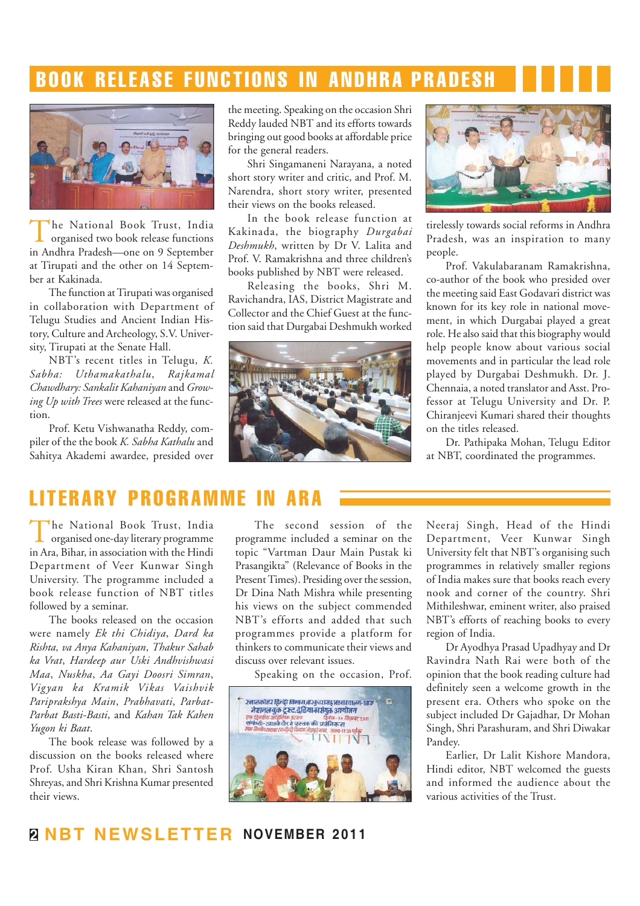# BOOK RELEASE FUNCTIONS IN ANDHRA PRADESH

The National Book Trust, India organised two book release functions in Andhra Pradesh—one on 9 September at Tirupati and the other on 14 September at Kakinada.

The function at Tirupati was organised in collaboration with Department of Telugu Studies and Ancient Indian History, Culture and Archeology, S.V. University, Tirupati at the Senate Hall.

NBT's recent titles in Telugu, *K. Sabha: Uthamakathalu*, *Rajkamal Chawdhary: Sankalit Kahaniyan* and *Growing Up with Trees* were released at the function.

Prof. Ketu Vishwanatha Reddy, compiler of the the book *K. Sabha Kathalu* and Sahitya Akademi awardee, presided over the meeting. Speaking on the occasion Shri Reddy lauded NBT and its efforts towards bringing out good books at affordable price for the general readers.

Shri Singamaneni Narayana, a noted short story writer and critic, and Prof. M. Narendra, short story writer, presented their views on the books released.

In the book release function at Kakinada, the biography *Durgabai Deshmukh*, written by Dr V. Lalita and Prof. V. Ramakrishna and three children's books published by NBT were released.

Releasing the books, Shri M. Ravichandra, IAS, District Magistrate and Collector and the Chief Guest at the function said that Durgabai Deshmukh worked tirelessly towards social reforms in Andhra Pradesh, was an inspiration to many people.

Prof. Vakulabaranam Ramakrishna, co-author of the book who presided over the meeting said East Godavari district was known for its key role in national movement, in which Durgabai played a great role. He also said that this biography would help people know about various social movements and in particular the lead role played by Durgabai Deshmukh. Dr. J. Chennaia, a noted translator and Asst. Professor at Telugu University and Dr. P. Chiranjeevi Kumari shared their thoughts on the titles released.

Dr. Pathipaka Mohan, Telugu Editor at NBT, coordinated the programmes.

# LITERARY PROGRAMME IN ARA

The National Book Trust, India organised one-day literary programme in Ara, Bihar, in association with the Hindi Department of Veer Kunwar Singh University. The programme included a book release function of NBT titles followed by a seminar.

The books released on the occasion were namely *Ek thi Chidiya*, *Dard ka Rishta, va Anya Kahaniyan*, *Thakur Sahab ka Vrat*, *Hardeep aur Uski Andhvishwasi Maa*, *Nuskha*, *Aa Gayi Doosri Simran*, *Vigyan ka Kramik Vikas Vaishvik Pariprakshya Main*, *Prabhavati*, *Parbat-Parbat Basti-Basti*, and *Kahan Tak Kahen Yugon ki Baat*.

The book release was followed by a discussion on the books released where Prof. Usha Kiran Khan, Shri Santosh Shreyas, and Shri Krishna Kumar presented their views.

The second session of the programme included a seminar on the topic "Vartman Daur Main Pustak ki Prasangikta" (Relevance of Books in the Present Times). Presiding over the session, Dr Dina Nath Mishra while presenting his views on the subject commended NBT's efforts and added that such programmes provide a platform for thinkers to communicate their views and discuss over relevant issues.

Speaking on the occasion, Prof. Neeraj Singh, Head of the Hindi Department, Veer Kunwar Singh University felt that NBT's organising such programmes in relatively smaller regions of India makes sure that books reach every nook and corner of the country. Shri Mithileshwar, eminent writer, also praised NBT's efforts of reaching books to every region of India.

Dr Ayodhya Prasad Upadhyay and Dr Ravindra Nath Rai were both of the opinion that the book reading culture had definitely seen a welcome growth in the present era. Others who spoke on the subject included Dr Gajadhar, Dr Mohan Singh, Shri Parashuram, and Shri Diwakar Pandey.

Earlier, Dr Lalit Kishore Mandora, Hindi editor, NBT welcomed the guests and informed the audience about the various activities of the Trust.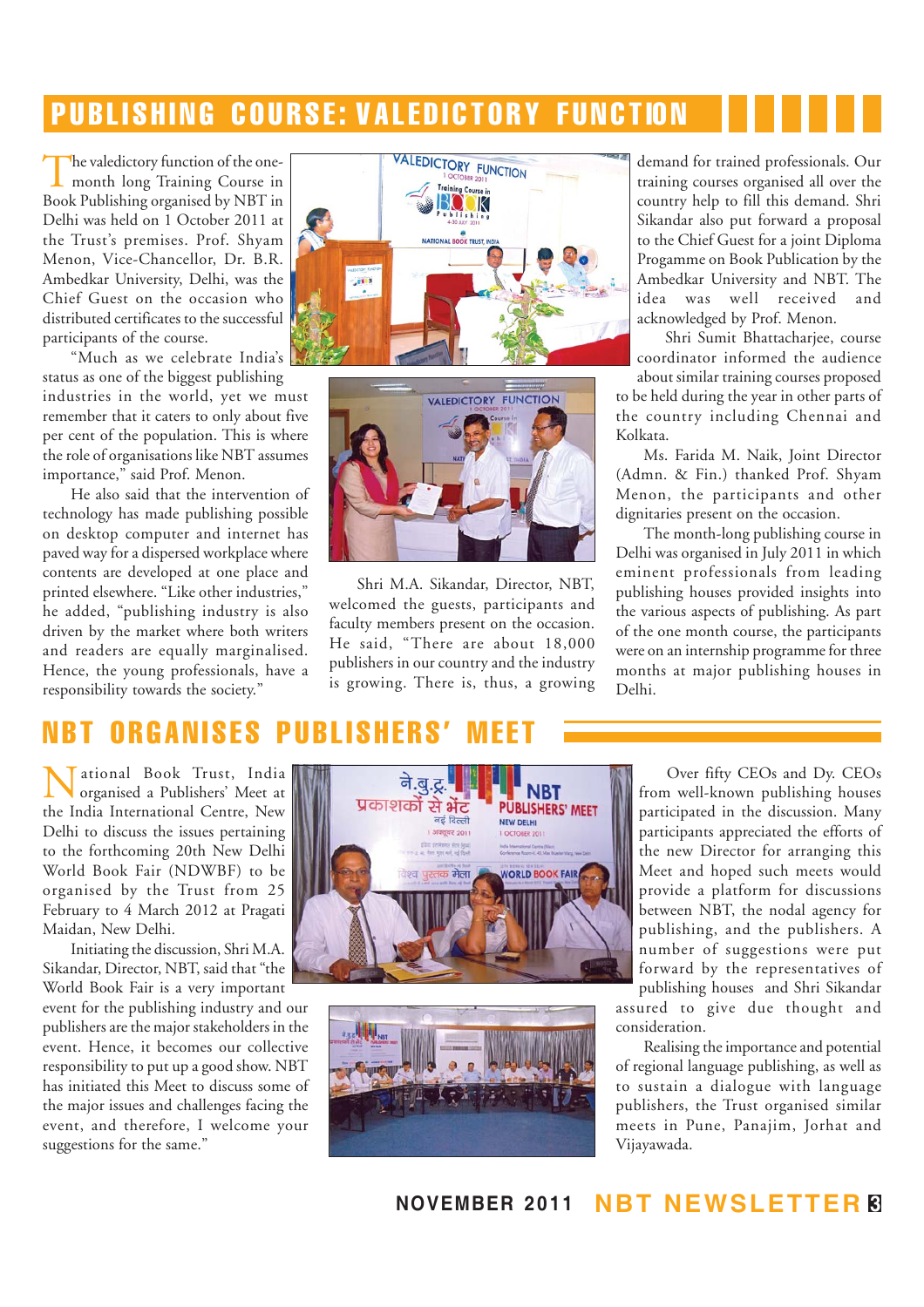## PUBLISHING COURSE: VALEDICTORY FUNCTION

The valedictory function of the one-month long Training Course in Book Publishing organised by NBT in Delhi was held on 1 October 2011 at the Trust's premises. Prof. Shyam Menon, Vice-Chancellor, Dr. B.R. Ambedkar University, Delhi, was the Chief Guest on the occasion who distributed certificates to the successful participants of the course.

"Much as we celebrate India's status as one of the biggest publishing industries in the world, yet we must remember that it caters to only about five per cent of the population. This is where the role of organisations like NBT assumes importance," said Prof. Menon.

He also said that the intervention of technology has made publishing possible on desktop computer and internet has paved way for a dispersed workplace where contents are developed at one place and printed elsewhere. "Like other industries," he added, "publishing industry is also driven by the market where both writers and readers are equally marginalised. Hence, the young professionals, have a responsibility towards the society."

Shri M.A. Sikandar, Director, NBT, welcomed the guests, participants and faculty members present on the occasion. He said, "There are about 18,000 publishers in our country and the industry is growing. There is, thus, a growing demand for trained professionals. Our training courses organised all over the country help to fill this demand. Shri Sikandar also put forward a proposal to the Chief Guest for a joint Diploma Progamme on Book Publication by the Ambedkar University and NBT. The idea was well received and acknowledged by Prof. Menon.

Shri Sumit Bhattacharjee, course coordinator informed the audience about similar training courses proposed to be held during the year in other parts of the country including Chennai and Kolkata.

Ms. Farida M. Naik, Joint Director (Admn. & Fin.) thanked Prof. Shyam Menon, the participants and other dignitaries present on the occasion.

The month-long publishing course in Delhi was organised in July 2011 in which eminent professionals from leading publishing houses provided insights into the various aspects of publishing. As part of the one month course, the participants were on an internship programme for three months at major publishing houses in Delhi.

## NBT ORGANISES PUBLISHERS' MEET

National Book Trust, India organised a Publishers' Meet at the India International Centre, New Delhi to discuss the issues pertaining to the forthcoming 20th New Delhi World Book Fair (NDWBF) to be organised by the Trust from 25 February to 4 March 2012 at Pragati Maidan, New Delhi.

Initiating the discussion, Shri M.A. Sikandar, Director, NBT, said that "the World Book Fair is a very important event for the publishing industry and our publishers are the major stakeholders in the event. Hence, it becomes our collective responsibility to put up a good show. NBT has initiated this Meet to discuss some of the major issues and challenges facing the event, and therefore, I welcome your suggestions for the same."

Over fifty CEOs and Dy. CEOs from well-known publishing houses participated in the discussion. Many participants appreciated the efforts of the new Director for arranging this Meet and hoped such meets would provide a platform for discussions between NBT, the nodal agency for publishing, and the publishers. A number of suggestions were put forward by the representatives of publishing houses and Shri Sikandar assured to give due thought and consideration.

Realising the importance and potential of regional language publishing, as well as to sustain a dialogue with language publishers, the Trust organised similar meets in Pune, Panajim, Jorhat and Vijayawada.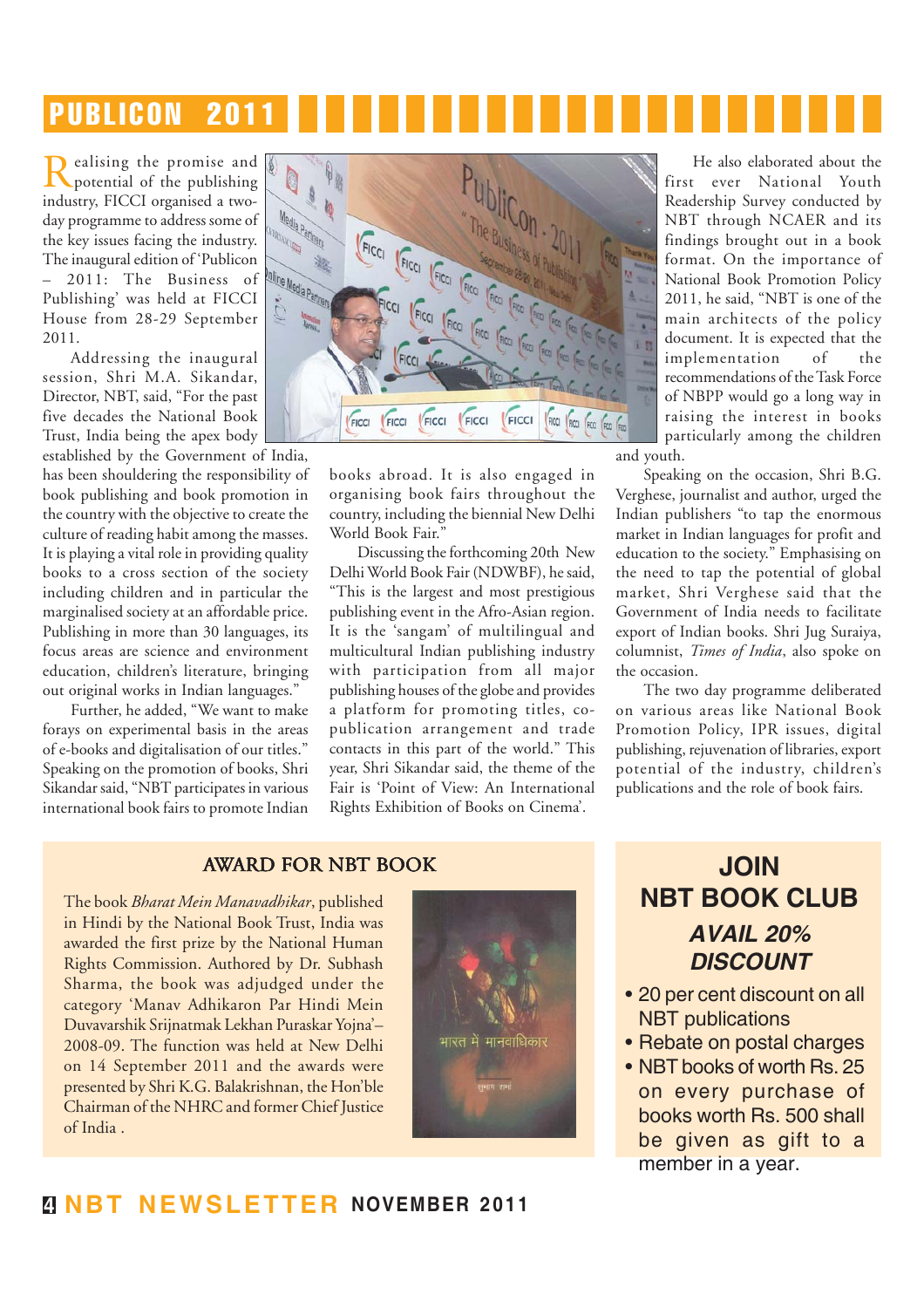# PUBLICON 2011

Realising the promise and potential of the publishing industry, FICCI organised a two-day programme to address some of the key issues facing the industry. The inaugural edition of 'Publicon – 2011: The Business of Publishing' was held at FICCI House from 28-29 September 2011.

Addressing the inaugural session, Shri M.A. Sikandar, Director, NBT, said, "For the past five decades the National Book Trust, India being the apex body established by the Government of India, has been shouldering the responsibility of book publishing and book promotion in the country with the objective to create the culture of reading habit among the masses. It is playing a vital role in providing quality books to a cross section of the society including children and in particular the marginalised society at an affordable price. Publishing in more than 30 languages, its focus areas are science and environment education, children's literature, bringing out original works in Indian languages."

Further, he added, "We want to make forays on experimental basis in the areas of e-books and digitalisation of our titles." Speaking on the promotion of books, Shri Sikandar said, "NBT participates in various international book fairs to promote Indian books abroad. It is also engaged in organising book fairs throughout the country, including the biennial New Delhi World Book Fair."

Discussing the forthcoming 20th New Delhi World Book Fair (NDWBF), he said, "This is the largest and most prestigious publishing event in the Afro-Asian region. It is the 'sangam' of multilingual and multicultural Indian publishing industry with participation from all major publishing houses of the globe and provides a platform for promoting titles, co-publication arrangement and trade contacts in this part of the world." This year, Shri Sikandar said, the theme of the Fair is 'Point of View: An International Rights Exhibition of Books on Cinema'.

He also elaborated about the first ever National Youth Readership Survey conducted by NBT through NCAER and its findings brought out in a book format. On the importance of National Book Promotion Policy 2011, he said, "NBT is one of the main architects of the policy document. It is expected that the implementation of the recommendations of the Task Force of NBPP would go a long way in raising the interest in books particularly among the children and youth.

Speaking on the occasion, Shri B.G. Verghese, journalist and author, urged the Indian publishers "to tap the enormous market in Indian languages for profit and education to the society." Emphasising on the need to tap the potential of global market, Shri Verghese said that the Government of India needs to facilitate export of Indian books. Shri Jug Suraiya, columnist, *Times of India*, also spoke on the occasion.

The two day programme deliberated on various areas like National Book Promotion Policy, IPR issues, digital publishing, rejuvenation of libraries, export potential of the industry, children's publications and the role of book fairs.

## AWARD FOR NBT BOOK

The book *Bharat Mein Manavadhikar*, published in Hindi by the National Book Trust, India was awarded the first prize by the National Human Rights Commission. Authored by Dr. Subhash Sharma, the book was adjudged under the category 'Manav Adhikaron Par Hindi Mein Duvavarshik Srijnatmak Lekhan Puraskar Yojna'– 2008-09. The function was held at New Delhi on 14 September 2011 and the awards were presented by Shri K.G. Balakrishnan, the Hon'ble Chairman of the NHRC and former Chief Justice of India .

## JOIN NBT BOOK CLUB

### *AVAIL 20% DISCOUNT*

- 20 per cent discount on all NBT publications
- Rebate on postal charges
- NBT books of worth Rs. 25 on every purchase of books worth Rs. 500 shall be given as gift to a member in a year.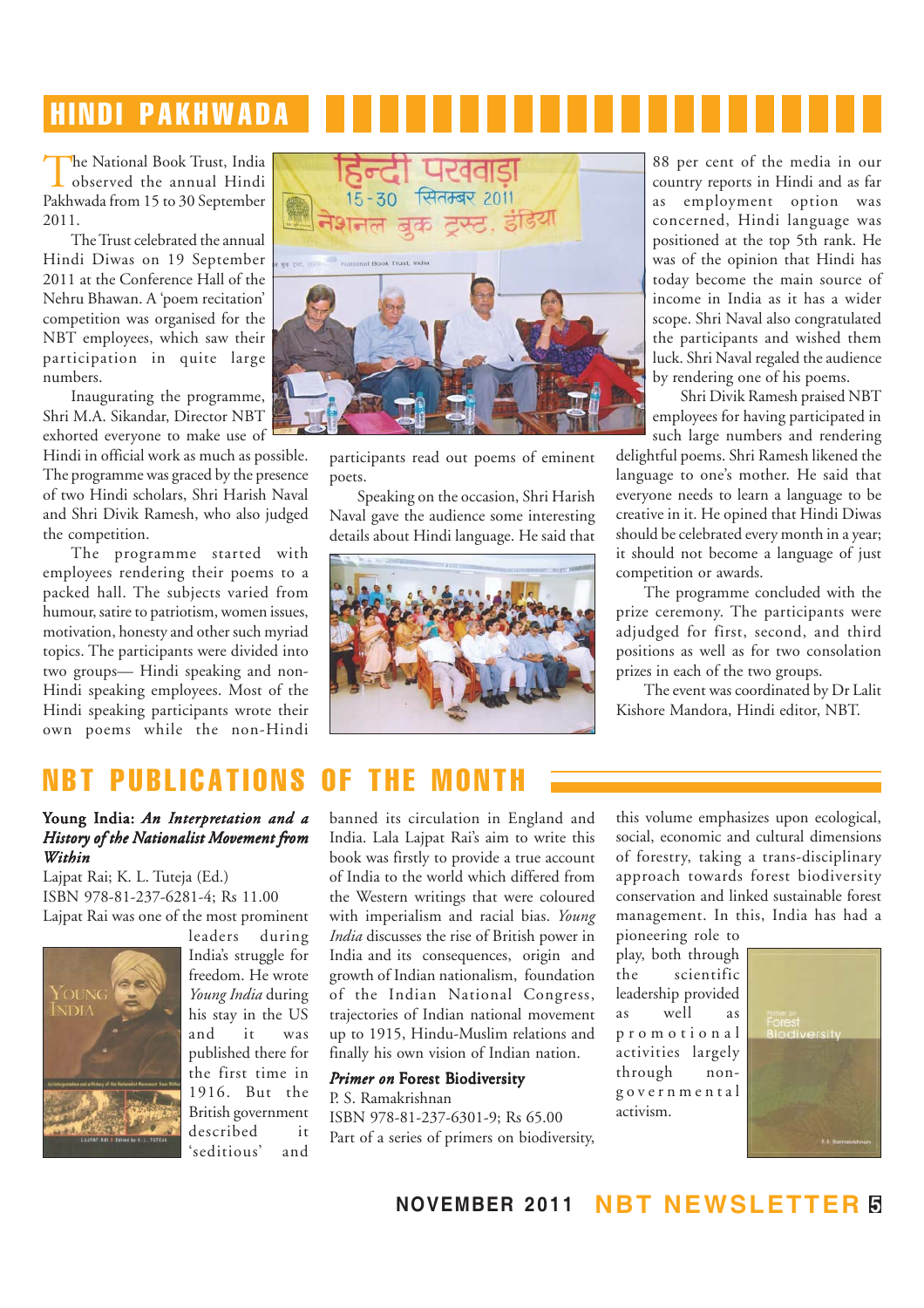# HINDI PAKHWADA

The National Book Trust, India observed the annual Hindi Pakhwada from 15 to 30 September 2011.

The Trust celebrated the annual Hindi Diwas on 19 September 2011 at the Conference Hall of the Nehru Bhawan. A 'poem recitation' competition was organised for the NBT employees, which saw their participation in quite large numbers.

Inaugurating the programme, Shri M.A. Sikandar, Director NBT exhorted everyone to make use of Hindi in official work as much as possible. The programme was graced by the presence of two Hindi scholars, Shri Harish Naval and Shri Divik Ramesh, who also judged the competition.

The programme started with employees rendering their poems to a packed hall. The subjects varied from humour, satire to patriotism, women issues, motivation, honesty and other such myriad topics. The participants were divided into two groups— Hindi speaking and non-Hindi speaking employees. Most of the Hindi speaking participants wrote their own poems while the non-Hindi participants read out poems of eminent poets.

Speaking on the occasion, Shri Harish Naval gave the audience some interesting details about Hindi language. He said that 88 per cent of the media in our country reports in Hindi and as far as employment option was concerned, Hindi language was positioned at the top 5th rank. He was of the opinion that Hindi has today become the main source of income in India as it has a wider scope. Shri Naval also congratulated the participants and wished them luck. Shri Naval regaled the audience by rendering one of his poems.

Shri Divik Ramesh praised NBT employees for having participated in such large numbers and rendering delightful poems. Shri Ramesh likened the language to one's mother. He said that everyone needs to learn a language to be creative in it. He opined that Hindi Diwas should be celebrated every month in a year; it should not become a language of just competition or awards.

The programme concluded with the prize ceremony. The participants were adjudged for first, second, and third positions as well as for two consolation prizes in each of the two groups.

The event was coordinated by Dr Lalit Kishore Mandora, Hindi editor, NBT.

# NBT PUBLICATIONS OF THE MONTH

**Young India:** ***An Interpretation and a History of the Nationalist Movement from Within***

Lajpat Rai; K. L. Tuteja (Ed.)
ISBN 978-81-237-6281-4; Rs 11.00

Lajpat Rai was one of the most prominent leaders during India's struggle for freedom. He wrote *Young India* during his stay in the US and it was published there for the first time in 1916. But the British government described it 'seditious' and banned its circulation in England and India. Lala Lajpat Rai's aim to write this book was firstly to provide a true account of India to the world which differed from the Western writings that were coloured with imperialism and racial bias. *Young India* discusses the rise of British power in India and its consequences, origin and growth of Indian nationalism, foundation of the Indian National Congress, trajectories of Indian national movement up to 1915, Hindu-Muslim relations and finally his own vision of Indian nation.

***Primer on* Forest Biodiversity**

P. S. Ramakrishnan
ISBN 978-81-237-6301-9; Rs 65.00

Part of a series of primers on biodiversity, this volume emphasizes upon ecological, social, economic and cultural dimensions of forestry, taking a trans-disciplinary approach towards forest biodiversity conservation and linked sustainable forest management. In this, India has had a pioneering role to play, both through the scientific leadership provided as well as promotional activities largely through non-governmental activism.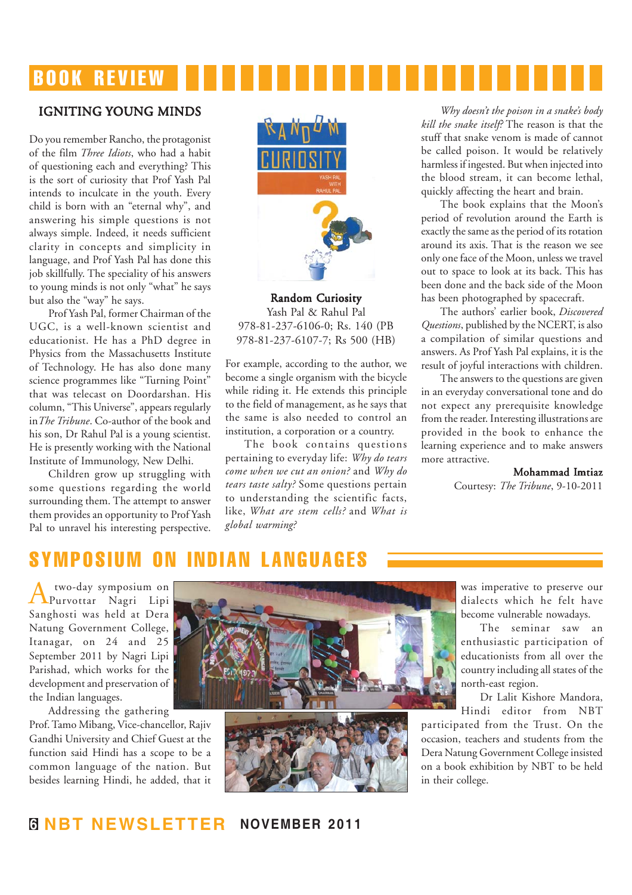# BOOK REVIEW

## IGNITING YOUNG MINDS

Do you remember Rancho, the protagonist of the film *Three Idiots*, who had a habit of questioning each and everything? This is the sort of curiosity that Prof Yash Pal intends to inculcate in the youth. Every child is born with an "eternal why", and answering his simple questions is not always simple. Indeed, it needs sufficient clarity in concepts and simplicity in language, and Prof Yash Pal has done this job skillfully. The speciality of his answers to young minds is not only "what" he says but also the "way" he says.

Prof Yash Pal, former Chairman of the UGC, is a well-known scientist and educationist. He has a PhD degree in Physics from the Massachusetts Institute of Technology. He has also done many science programmes like "Turning Point" that was telecast on Doordarshan. His column, "This Universe", appears regularly in *The Tribune*. Co-author of the book and his son, Dr Rahul Pal is a young scientist. He is presently working with the National Institute of Immunology, New Delhi.

Children grow up struggling with some questions regarding the world surrounding them. The attempt to answer them provides an opportunity to Prof Yash Pal to unravel his interesting perspective.

**Random Curiosity**
Yash Pal & Rahul Pal
978-81-237-6106-0; Rs. 140 (PB
978-81-237-6107-7; Rs 500 (HB)

For example, according to the author, we become a single organism with the bicycle while riding it. He extends this principle to the field of management, as he says that the same is also needed to control an institution, a corporation or a country.

The book contains questions pertaining to everyday life: *Why do tears come when we cut an onion?* and *Why do tears taste salty?* Some questions pertain to understanding the scientific facts, like, *What are stem cells?* and *What is global warming?*

*Why doesn't the poison in a snake's body kill the snake itself?* The reason is that the stuff that snake venom is made of cannot be called poison. It would be relatively harmless if ingested. But when injected into the blood stream, it can become lethal, quickly affecting the heart and brain.

The book explains that the Moon's period of revolution around the Earth is exactly the same as the period of its rotation around its axis. That is the reason we see only one face of the Moon, unless we travel out to space to look at its back. This has been done and the back side of the Moon has been photographed by spacecraft.

The authors' earlier book, *Discovered Questions*, published by the NCERT, is also a compilation of similar questions and answers. As Prof Yash Pal explains, it is the result of joyful interactions with children.

The answers to the questions are given in an everyday conversational tone and do not expect any prerequisite knowledge from the reader. Interesting illustrations are provided in the book to enhance the learning experience and to make answers more attractive.

**Mohammad Imtiaz**
Courtesy: *The Tribune*, 9-10-2011

# SYMPOSIUM ON INDIAN LANGUAGES

A two-day symposium on Purvottar Nagri Lipi Sanghosti was held at Dera Natung Government College, Itanagar, on 24 and 25 September 2011 by Nagri Lipi Parishad, which works for the development and preservation of the Indian languages.

Addressing the gathering Prof. Tamo Mibang, Vice-chancellor, Rajiv Gandhi University and Chief Guest at the function said Hindi has a scope to be a common language of the nation. But besides learning Hindi, he added, that it was imperative to preserve our dialects which he felt have become vulnerable nowadays.

The seminar saw an enthusiastic participation of educationists from all over the country including all states of the north-east region.

Dr Lalit Kishore Mandora, Hindi editor from NBT participated from the Trust. On the occasion, teachers and students from the Dera Natung Government College insisted on a book exhibition by NBT to be held in their college.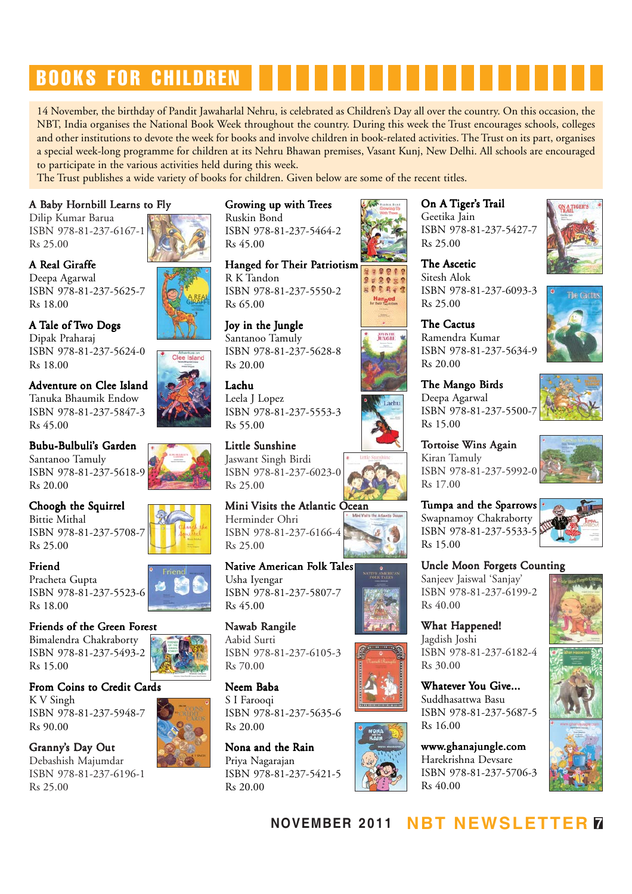# BOOKS FOR CHILDREN

14 November, the birthday of Pandit Jawaharlal Nehru, is celebrated as Children's Day all over the country. On this occasion, the NBT, India organises the National Book Week throughout the country. During this week the Trust encourages schools, colleges and other institutions to devote the week for books and involve children in book-related activities. The Trust on its part, organises a special week-long programme for children at its Nehru Bhawan premises, Vasant Kunj, New Delhi. All schools are encouraged to participate in the various activities held during this week.

The Trust publishes a wide variety of books for children. Given below are some of the recent titles.

**A Baby Hornbill Learns to Fly**
Dilip Kumar Barua
ISBN 978-81-237-6167-1
Rs 25.00

**A Real Giraffe**
Deepa Agarwal
ISBN 978-81-237-5625-7
Rs 18.00

**A Tale of Two Dogs**
Dipak Praharaj
ISBN 978-81-237-5624-0
Rs 18.00

**Adventure on Clee Island**
Tanuka Bhaumik Endow
ISBN 978-81-237-5847-3
Rs 45.00

**Bubu-Bulbuli's Garden**
Santanoo Tamuly
ISBN 978-81-237-5618-9
Rs 20.00

**Choogh the Squirrel**
Bittie Mithal
ISBN 978-81-237-5708-7
Rs 25.00

**Friend**
Pracheta Gupta
ISBN 978-81-237-5523-6
Rs 18.00

**Friends of the Green Forest**
Bimalendra Chakraborty
ISBN 978-81-237-5493-2
Rs 15.00

**From Coins to Credit Cards**
K V Singh
ISBN 978-81-237-5948-7
Rs 90.00

**Granny's Day Out**
Debashish Majumdar
ISBN 978-81-237-6196-1
Rs 25.00

**Growing up with Trees**
Ruskin Bond
ISBN 978-81-237-5464-2
Rs 45.00

**Hanged for Their Patriotism**
R K Tandon
ISBN 978-81-237-5550-2
Rs 65.00

**Joy in the Jungle**
Santanoo Tamuly
ISBN 978-81-237-5628-8
Rs 20.00

**Lachu**
Leela J Lopez
ISBN 978-81-237-5553-3
Rs 55.00

**Little Sunshine**
Jaswant Singh Birdi
ISBN 978-81-237-6023-0
Rs 25.00

**Mini Visits the Atlantic Ocean**
Herminder Ohri
ISBN 978-81-237-6166-4
Rs 25.00

**Native American Folk Tales**
Usha Iyengar
ISBN 978-81-237-5807-7
Rs 45.00

**Nawab Rangile**
Aabid Surti
ISBN 978-81-237-6105-3
Rs 70.00

**Neem Baba**
S I Farooqi
ISBN 978-81-237-5635-6
Rs 20.00

**Nona and the Rain**
Priya Nagarajan
ISBN 978-81-237-5421-5
Rs 20.00

**On A Tiger's Trail**
Geetika Jain
ISBN 978-81-237-5427-7
Rs 25.00

**The Ascetic**
Sitesh Alok
ISBN 978-81-237-6093-3
Rs 25.00

**The Cactus**
Ramendra Kumar
ISBN 978-81-237-5634-9
Rs 20.00

**The Mango Birds**
Deepa Agarwal
ISBN 978-81-237-5500-7
Rs 15.00

**Tortoise Wins Again**
Kiran Tamuly
ISBN 978-81-237-5992-0
Rs 17.00

**Tumpa and the Sparrows**
Swapnamoy Chakraborty
ISBN 978-81-237-5533-5
Rs 15.00

**Uncle Moon Forgets Counting**
Sanjeev Jaiswal 'Sanjay'
ISBN 978-81-237-6199-2
Rs 40.00

**What Happened!**
Jagdish Joshi
ISBN 978-81-237-6182-4
Rs 30.00

**Whatever You Give...**
Suddhasattwa Basu
ISBN 978-81-237-5687-5
Rs 16.00

**www.ghanajungle.com**
Harekrishna Devsare
ISBN 978-81-237-5706-3
Rs 40.00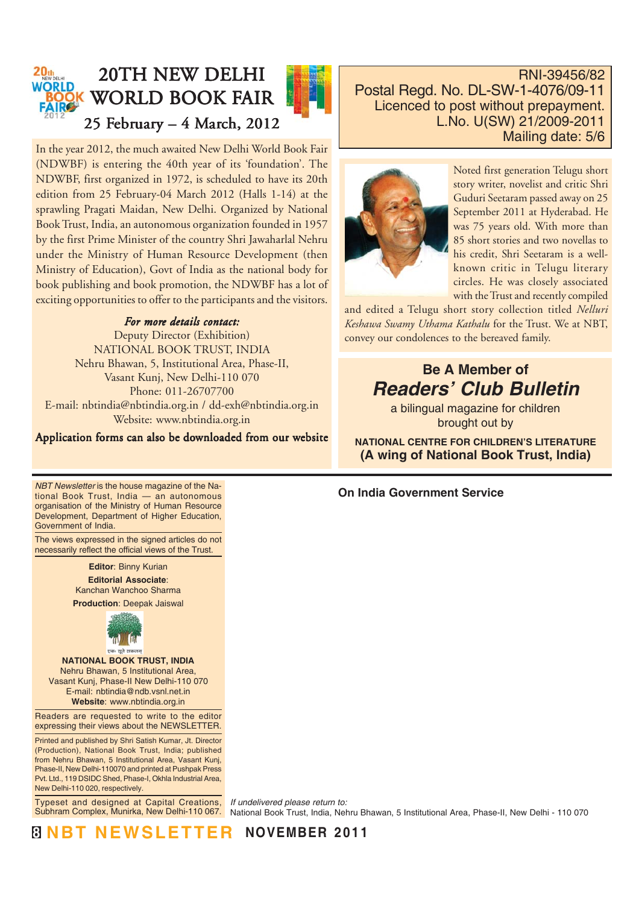# 20TH NEW DELHI WORLD BOOK FAIR

## 25 February – 4 March, 2012

In the year 2012, the much awaited New Delhi World Book Fair (NDWBF) is entering the 40th year of its 'foundation'. The NDWBF, first organized in 1972, is scheduled to have its 20th edition from 25 February-04 March 2012 (Halls 1-14) at the sprawling Pragati Maidan, New Delhi. Organized by National Book Trust, India, an autonomous organization founded in 1957 by the first Prime Minister of the country Shri Jawaharlal Nehru under the Ministry of Human Resource Development (then Ministry of Education), Govt of India as the national body for book publishing and book promotion, the NDWBF has a lot of exciting opportunities to offer to the participants and the visitors.

***For more details contact:***

Deputy Director (Exhibition)
NATIONAL BOOK TRUST, INDIA
Nehru Bhawan, 5, Institutional Area, Phase-II,
Vasant Kunj, New Delhi-110 070
Phone: 011-26707700
E-mail: nbtindia@nbtindia.org.in / dd-exh@nbtindia.org.in
Website: www.nbtindia.org.in

**Application forms can also be downloaded from our website**

RNI-39456/82
Postal Regd. No. DL-SW-1-4076/09-11
Licenced to post without prepayment.
L.No. U(SW) 21/2009-2011
Mailing date: 5/6

Noted first generation Telugu short story writer, novelist and critic Shri Guduri Seetaram passed away on 25 September 2011 at Hyderabad. He was 75 years old. With more than 85 short stories and two novellas to his credit, Shri Seetaram is a well-known critic in Telugu literary circles. He was closely associated with the Trust and recently compiled and edited a Telugu short story collection titled *Nelluri Keshawa Swamy Uthama Kathalu* for the Trust. We at NBT, convey our condolences to the bereaved family.

**Be A Member of**

## *Readers' Club Bulletin*

a bilingual magazine for children
brought out by

**NATIONAL CENTRE FOR CHILDREN'S LITERATURE**
**(A wing of National Book Trust, India)**

---

*NBT Newsletter* is the house magazine of the National Book Trust, India — an autonomous organisation of the Ministry of Human Resource Development, Department of Higher Education, Government of India.

The views expressed in the signed articles do not necessarily reflect the official views of the Trust.

**Editor**: Binny Kurian
**Editorial Associate**: Kanchan Wanchoo Sharma
**Production**: Deepak Jaiswal

**NATIONAL BOOK TRUST, INDIA**
Nehru Bhawan, 5 Institutional Area,
Vasant Kunj, Phase-II New Delhi-110 070
E-mail: nbtindia@ndb.vsnl.net.in
**Website**: www.nbtindia.org.in

Readers are requested to write to the editor expressing their views about the NEWSLETTER.

Printed and published by Shri Satish Kumar, Jt. Director (Production), National Book Trust, India; published from Nehru Bhawan, 5 Institutional Area, Vasant Kunj, Phase-II, New Delhi-110070 and printed at Pushpak Press Pvt. Ltd., 119 DSIDC Shed, Phase-I, Okhla Industrial Area, New Delhi-110 020, respectively.

Typeset and designed at Capital Creations, Subhram Complex, Munirka, New Delhi-110 067.

**On India Government Service**

*If undelivered please return to:*
National Book Trust, India, Nehru Bhawan, 5 Institutional Area, Phase-II, New Delhi - 110 070